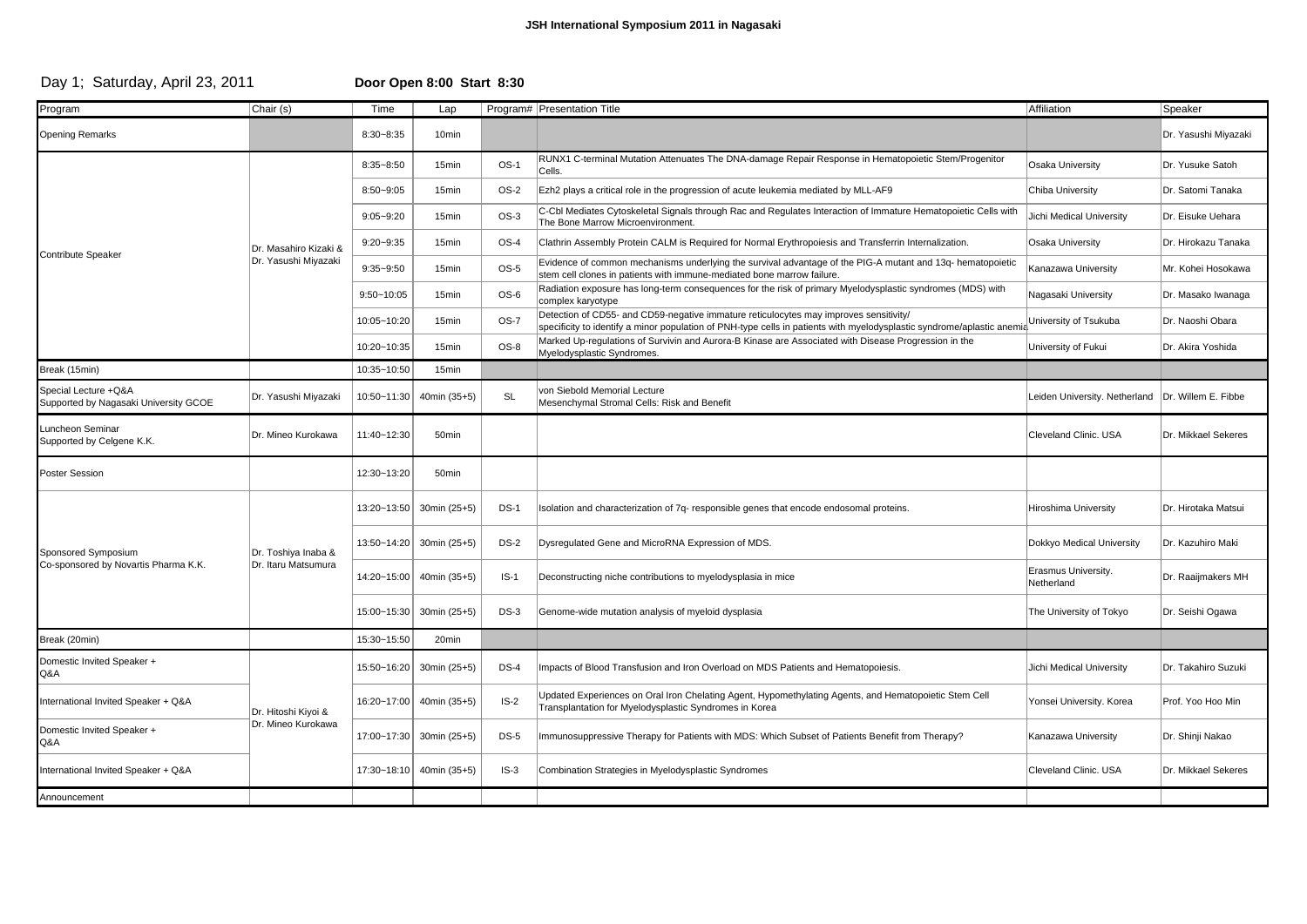# JSH International Symposium 2011 in Nagasaki

## Day 1; Saturday, April 23, 2011

**Door Open 8:00 Start 8:30**

| Program | Chair (s) | Time | Lap | Program# | Presentation Title | Affiliation | Speaker |
|---|---|---|---|---|---|---|---|
| Opening Remarks | | 8:30~8:35 | 10min | | | | Dr. Yasushi Miyazaki |
| Contribute Speaker | Dr. Masahiro Kizaki & Dr. Yasushi Miyazaki | 8:35~8:50 | 15min | OS-1 | RUNX1 C-terminal Mutation Attenuates The DNA-damage Repair Response in Hematopoietic Stem/Progenitor Cells. | Osaka University | Dr. Yusuke Satoh |
| | | 8:50~9:05 | 15min | OS-2 | Ezh2 plays a critical role in the progression of acute leukemia mediated by MLL-AF9 | Chiba University | Dr. Satomi Tanaka |
| | | 9:05~9:20 | 15min | OS-3 | C-Cbl Mediates Cytoskeletal Signals through Rac and Regulates Interaction of Immature Hematopoietic Cells with The Bone Marrow Microenvironment. | Jichi Medical University | Dr. Eisuke Uehara |
| | | 9:20~9:35 | 15min | OS-4 | Clathrin Assembly Protein CALM is Required for Normal Erythropoiesis and Transferrin Internalization. | Osaka University | Dr. Hirokazu Tanaka |
| | | 9:35~9:50 | 15min | OS-5 | Evidence of common mechanisms underlying the survival advantage of the PIG-A mutant and 13q- hematopoietic stem cell clones in patients with immune-mediated bone marrow failure. | Kanazawa University | Mr. Kohei Hosokawa |
| | | 9:50~10:05 | 15min | OS-6 | Radiation exposure has long-term consequences for the risk of primary Myelodysplastic syndromes (MDS) with complex karyotype | Nagasaki University | Dr. Masako Iwanaga |
| | | 10:05~10:20 | 15min | OS-7 | Detection of CD55- and CD59-negative immature reticulocytes may improves sensitivity/ specificity to identify a minor population of PNH-type cells in patients with myelodysplastic syndrome/aplastic anemia | University of Tsukuba | Dr. Naoshi Obara |
| | | 10:20~10:35 | 15min | OS-8 | Marked Up-regulations of Survivin and Aurora-B Kinase are Associated with Disease Progression in the Myelodysplastic Syndromes. | University of Fukui | Dr. Akira Yoshida |
| Break (15min) | | 10:35~10:50 | 15min | | | | |
| Special Lecture +Q&A Supported by Nagasaki University GCOE | Dr. Yasushi Miyazaki | 10:50~11:30 | 40min (35+5) | SL | von Siebold Memorial Lecture Mesenchymal Stromal Cells: Risk and Benefit | Leiden University. Netherland | Dr. Willem E. Fibbe |
| Luncheon Seminar Supported by Celgene K.K. | Dr. Mineo Kurokawa | 11:40~12:30 | 50min | | | Cleveland Clinic. USA | Dr. Mikkael Sekeres |
| Poster Session | | 12:30~13:20 | 50min | | | | |
| Sponsored Symposium Co-sponsored by Novartis Pharma K.K. | Dr. Toshiya Inaba & Dr. Itaru Matsumura | 13:20~13:50 | 30min (25+5) | DS-1 | Isolation and characterization of 7q- responsible genes that encode endosomal proteins. | Hiroshima University | Dr. Hirotaka Matsui |
| | | 13:50~14:20 | 30min (25+5) | DS-2 | Dysregulated Gene and MicroRNA Expression of MDS. | Dokkyo Medical University | Dr. Kazuhiro Maki |
| | | 14:20~15:00 | 40min (35+5) | IS-1 | Deconstructing niche contributions to myelodysplasia in mice | Erasmus University. Netherland | Dr. Raaijmakers MH |
| | | 15:00~15:30 | 30min (25+5) | DS-3 | Genome-wide mutation analysis of myeloid dysplasia | The University of Tokyo | Dr. Seishi Ogawa |
| Break (20min) | | 15:30~15:50 | 20min | | | | |
| Domestic Invited Speaker + Q&A | Dr. Hitoshi Kiyoi & Dr. Mineo Kurokawa | 15:50~16:20 | 30min (25+5) | DS-4 | Impacts of Blood Transfusion and Iron Overload on MDS Patients and Hematopoiesis. | Jichi Medical University | Dr. Takahiro Suzuki |
| International Invited Speaker + Q&A | | 16:20~17:00 | 40min (35+5) | IS-2 | Updated Experiences on Oral Iron Chelating Agent, Hypomethylating Agents, and Hematopoietic Stem Cell Transplantation for Myelodysplastic Syndromes in Korea | Yonsei University. Korea | Prof. Yoo Hoo Min |
| Domestic Invited Speaker + Q&A | | 17:00~17:30 | 30min (25+5) | DS-5 | Immunosuppressive Therapy for Patients with MDS: Which Subset of Patients Benefit from Therapy? | Kanazawa University | Dr. Shinji Nakao |
| International Invited Speaker + Q&A | | 17:30~18:10 | 40min (35+5) | IS-3 | Combination Strategies in Myelodysplastic Syndromes | Cleveland Clinic. USA | Dr. Mikkael Sekeres |
| Announcement | | | | | | | |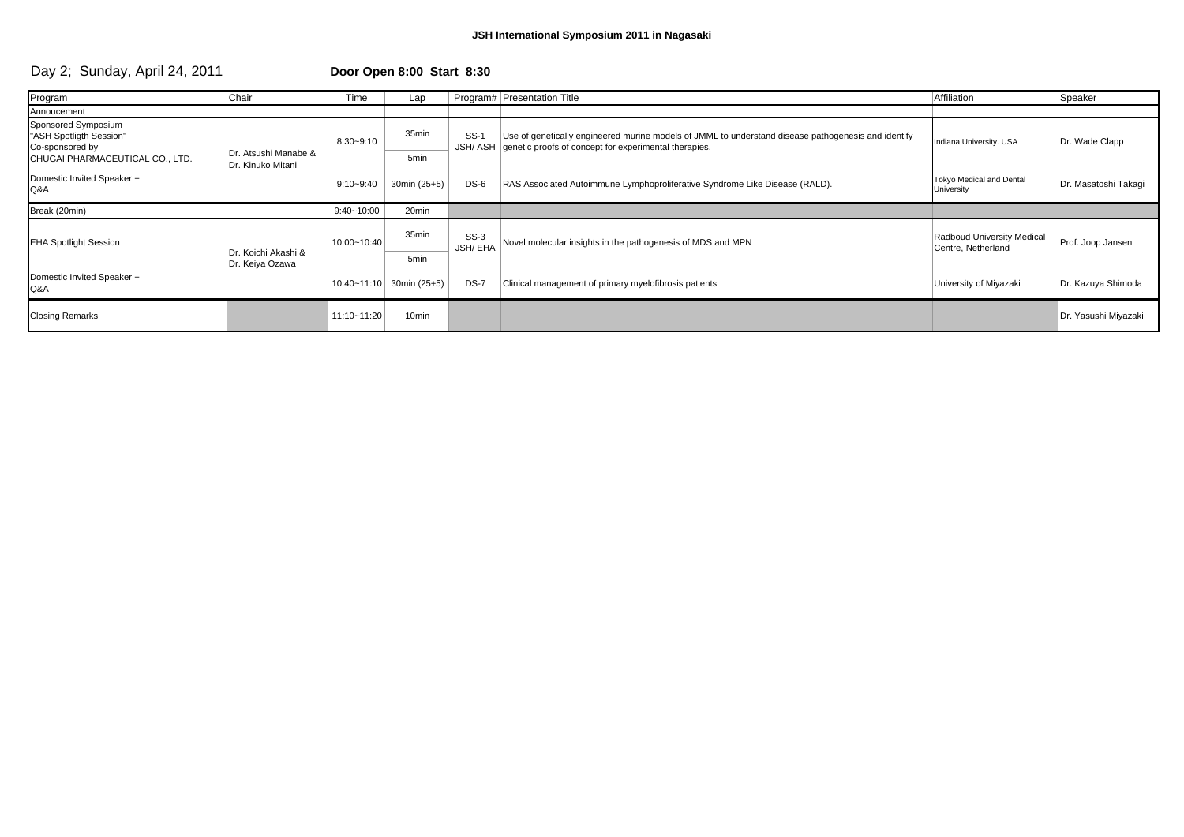**JSH International Symposium 2011 in Nagasaki**

Day 2; Sunday, April 24, 2011 **Door Open 8:00 Start 8:30**

| Program | Chair | Time | Lap | Program# | Presentation Title | Affiliation | Speaker |
|---|---|---|---|---|---|---|---|
| Annoucement | | | | | | | |
| Sponsored Symposium "ASH Spotligth Session" Co-sponsored by CHUGAI PHARMACEUTICAL CO., LTD. | Dr. Atsushi Manabe & Dr. Kinuko Mitani | 8:30~9:10 | 35min / 5min | SS-1 JSH/ ASH | Use of genetically engineered murine models of JMML to understand disease pathogenesis and identify genetic proofs of concept for experimental therapies. | Indiana University. USA | Dr. Wade Clapp |
| Domestic Invited Speaker + Q&A | | 9:10~9:40 | 30min (25+5) | DS-6 | RAS Associated Autoimmune Lymphoproliferative Syndrome Like Disease (RALD). | Tokyo Medical and Dental University | Dr. Masatoshi Takagi |
| Break (20min) | | 9:40~10:00 | 20min | | | | |
| EHA Spotlight Session | Dr. Koichi Akashi & Dr. Keiya Ozawa | 10:00~10:40 | 35min / 5min | SS-3 JSH/ EHA | Novel molecular insights in the pathogenesis of MDS and MPN | Radboud University Medical Centre, Netherland | Prof. Joop Jansen |
| Domestic Invited Speaker + Q&A | | 10:40~11:10 | 30min (25+5) | DS-7 | Clinical management of primary myelofibrosis patients | University of Miyazaki | Dr. Kazuya Shimoda |
| Closing Remarks | | 11:10~11:20 | 10min | | | | Dr. Yasushi Miyazaki |